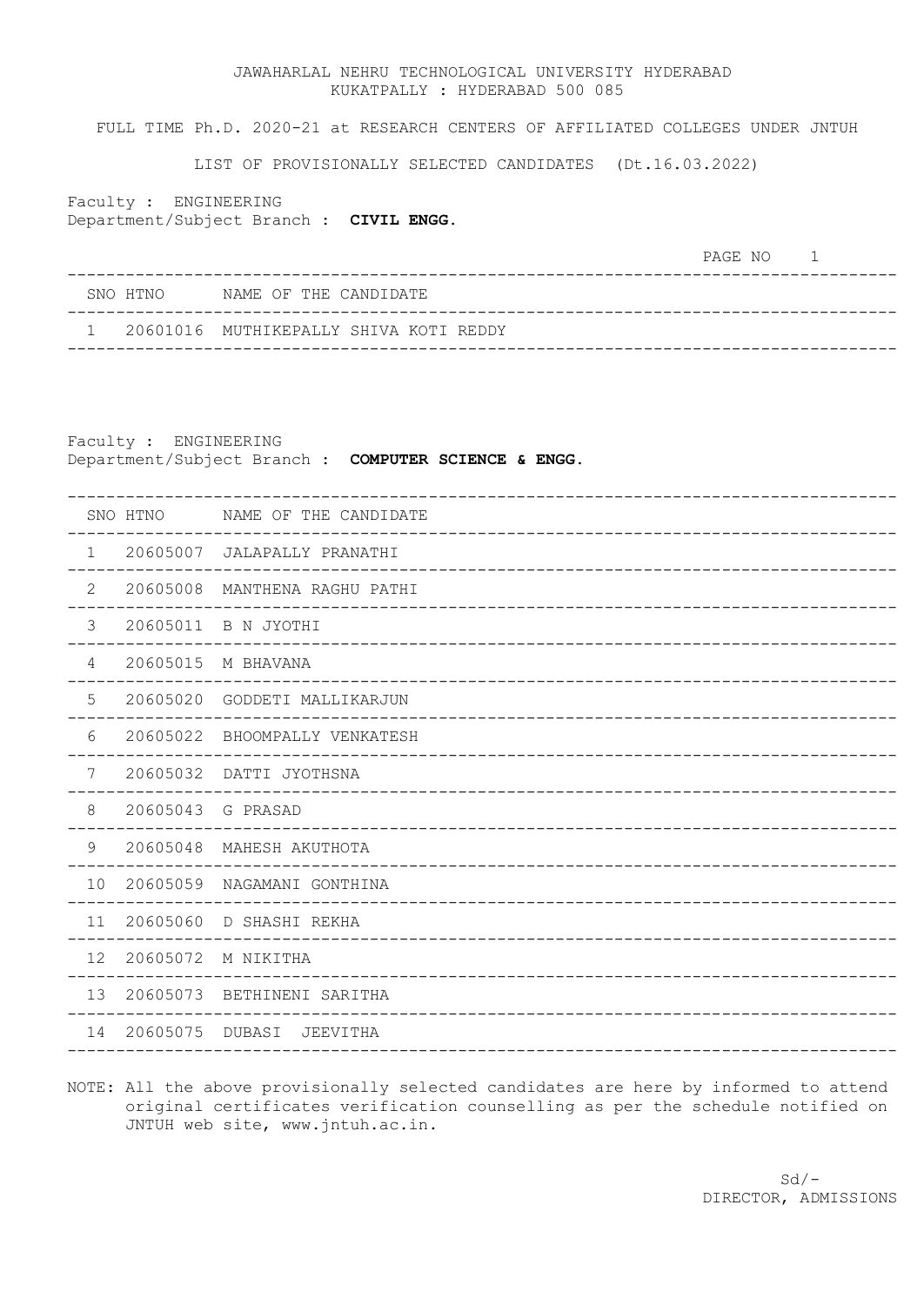JAWAHARLAL NEHRU TECHNOLOGICAL UNIVERSITY HYDERABAD
KUKATPALLY : HYDERABAD 500 085

FULL TIME Ph.D. 2020-21 at RESEARCH CENTERS OF AFFILIATED COLLEGES UNDER JNTUH

LIST OF PROVISIONALLY SELECTED CANDIDATES (Dt.16.03.2022)

Faculty : ENGINEERING
Department/Subject Branch : **CIVIL ENGG.**

| SNO | HTNO | NAME OF THE CANDIDATE |
|---|---|---|
| 1 | 20601016 | MUTHIKEPALLY SHIVA KOTI REDDY |

Faculty : ENGINEERING
Department/Subject Branch : **COMPUTER SCIENCE & ENGG.**

| SNO | HTNO | NAME OF THE CANDIDATE |
|---|---|---|
| 1 | 20605007 | JALAPALLY PRANATHI |
| 2 | 20605008 | MANTHENA RAGHU PATHI |
| 3 | 20605011 | B N JYOTHI |
| 4 | 20605015 | M BHAVANA |
| 5 | 20605020 | GODDETI MALLIKARJUN |
| 6 | 20605022 | BHOOMPALLY VENKATESH |
| 7 | 20605032 | DATTI JYOTHSNA |
| 8 | 20605043 | G PRASAD |
| 9 | 20605048 | MAHESH AKUTHOTA |
| 10 | 20605059 | NAGAMANI GONTHINA |
| 11 | 20605060 | D SHASHI REKHA |
| 12 | 20605072 | M NIKITHA |
| 13 | 20605073 | BETHINENI SARITHA |
| 14 | 20605075 | DUBASI JEEVITHA |

NOTE: All the above provisionally selected candidates are here by informed to attend original certificates verification counselling as per the schedule notified on JNTUH web site, www.jntuh.ac.in.

Sd/-
DIRECTOR, ADMISSIONS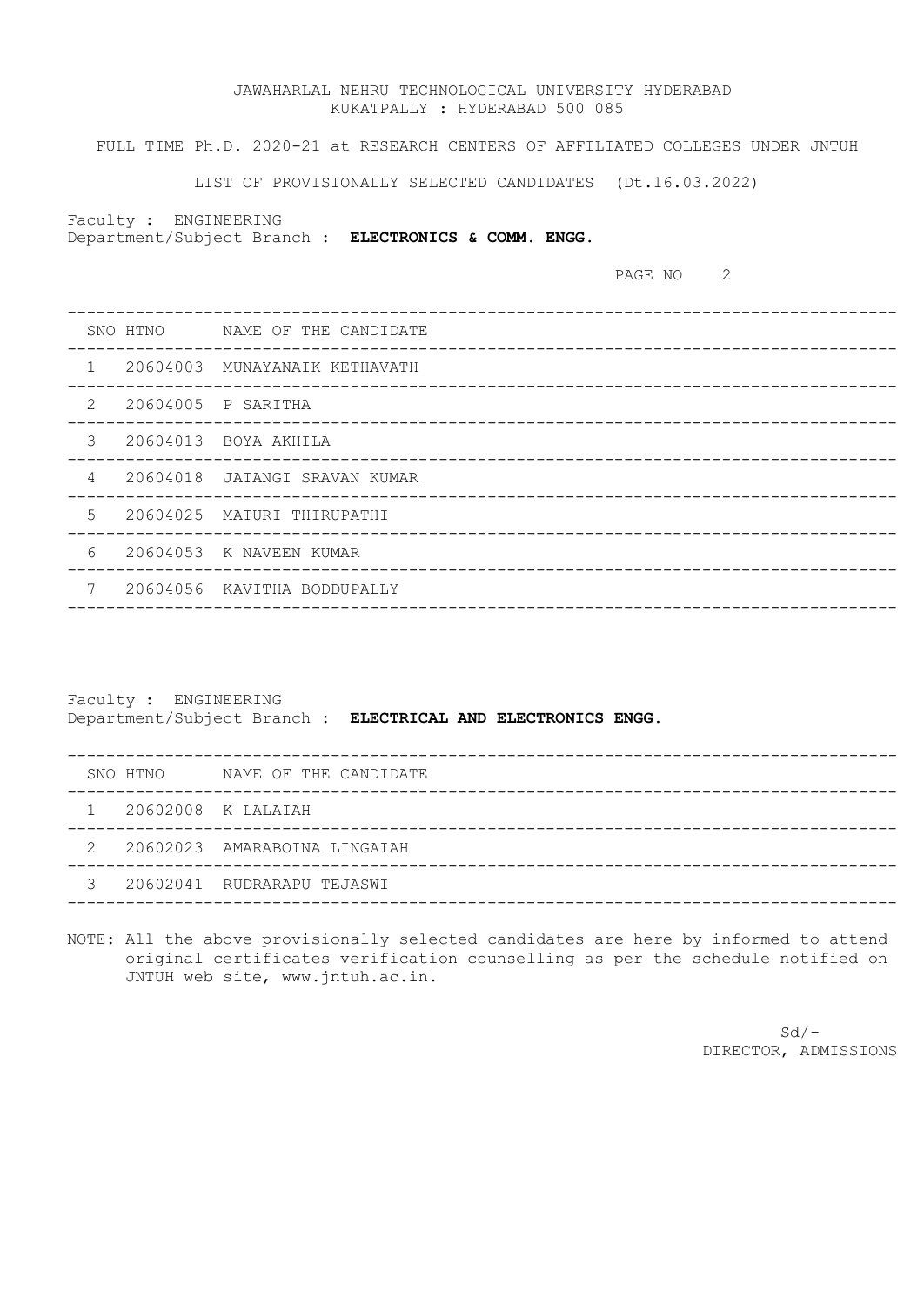JAWAHARLAL NEHRU TECHNOLOGICAL UNIVERSITY HYDERABAD
KUKATPALLY : HYDERABAD 500 085

FULL TIME Ph.D. 2020-21 at RESEARCH CENTERS OF AFFILIATED COLLEGES UNDER JNTUH

LIST OF PROVISIONALLY SELECTED CANDIDATES (Dt.16.03.2022)

Faculty : ENGINEERING
Department/Subject Branch : **ELECTRONICS & COMM. ENGG.**

| SNO | HTNO | NAME OF THE CANDIDATE |
|---|---|---|
| 1 | 20604003 | MUNAYANAIK KETHAVATH |
| 2 | 20604005 | P SARITHA |
| 3 | 20604013 | BOYA AKHILA |
| 4 | 20604018 | JATANGI SRAVAN KUMAR |
| 5 | 20604025 | MATURI THIRUPATHI |
| 6 | 20604053 | K NAVEEN KUMAR |
| 7 | 20604056 | KAVITHA BODDUPALLY |

Faculty : ENGINEERING
Department/Subject Branch : **ELECTRICAL AND ELECTRONICS ENGG.**

| SNO | HTNO | NAME OF THE CANDIDATE |
|---|---|---|
| 1 | 20602008 | K LALAIAH |
| 2 | 20602023 | AMARABOINA LINGAIAH |
| 3 | 20602041 | RUDRARAPU TEJASWI |

NOTE: All the above provisionally selected candidates are here by informed to attend original certificates verification counselling as per the schedule notified on JNTUH web site, www.jntuh.ac.in.

Sd/-
DIRECTOR, ADMISSIONS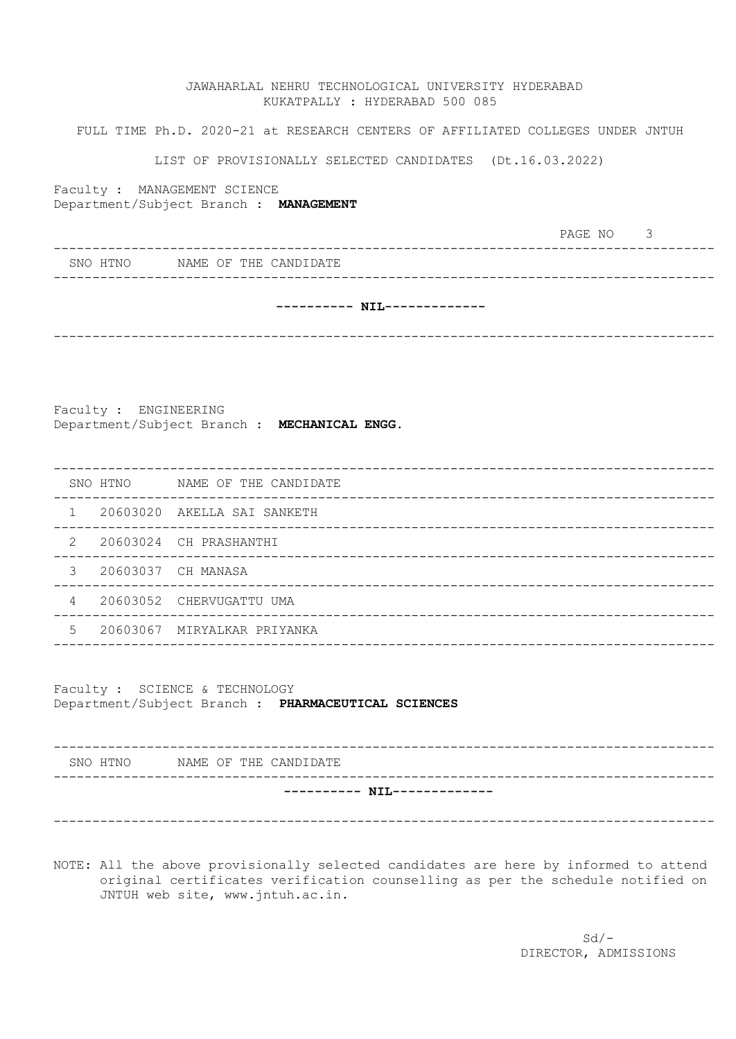JAWAHARLAL NEHRU TECHNOLOGICAL UNIVERSITY HYDERABAD
KUKATPALLY : HYDERABAD 500 085

FULL TIME Ph.D. 2020-21 at RESEARCH CENTERS OF AFFILIATED COLLEGES UNDER JNTUH

LIST OF PROVISIONALLY SELECTED CANDIDATES (Dt.16.03.2022)

Faculty : MANAGEMENT SCIENCE
Department/Subject Branch : **MANAGEMENT**

| SNO | HTNO | NAME OF THE CANDIDATE |
|---|---|---|
| | | **---------- NIL-------------** |

Faculty : ENGINEERING
Department/Subject Branch : **MECHANICAL ENGG.**

| SNO | HTNO | NAME OF THE CANDIDATE |
|---|---|---|
| 1 | 20603020 | AKELLA SAI SANKETH |
| 2 | 20603024 | CH PRASHANTHI |
| 3 | 20603037 | CH MANASA |
| 4 | 20603052 | CHERVUGATTU UMA |
| 5 | 20603067 | MIRYALKAR PRIYANKA |

Faculty : SCIENCE & TECHNOLOGY
Department/Subject Branch : **PHARMACEUTICAL SCIENCES**

| SNO | HTNO | NAME OF THE CANDIDATE |
|---|---|---|
| | | **---------- NIL-------------** |

NOTE: All the above provisionally selected candidates are here by informed to attend original certificates verification counselling as per the schedule notified on JNTUH web site, www.jntuh.ac.in.

Sd/-
DIRECTOR, ADMISSIONS